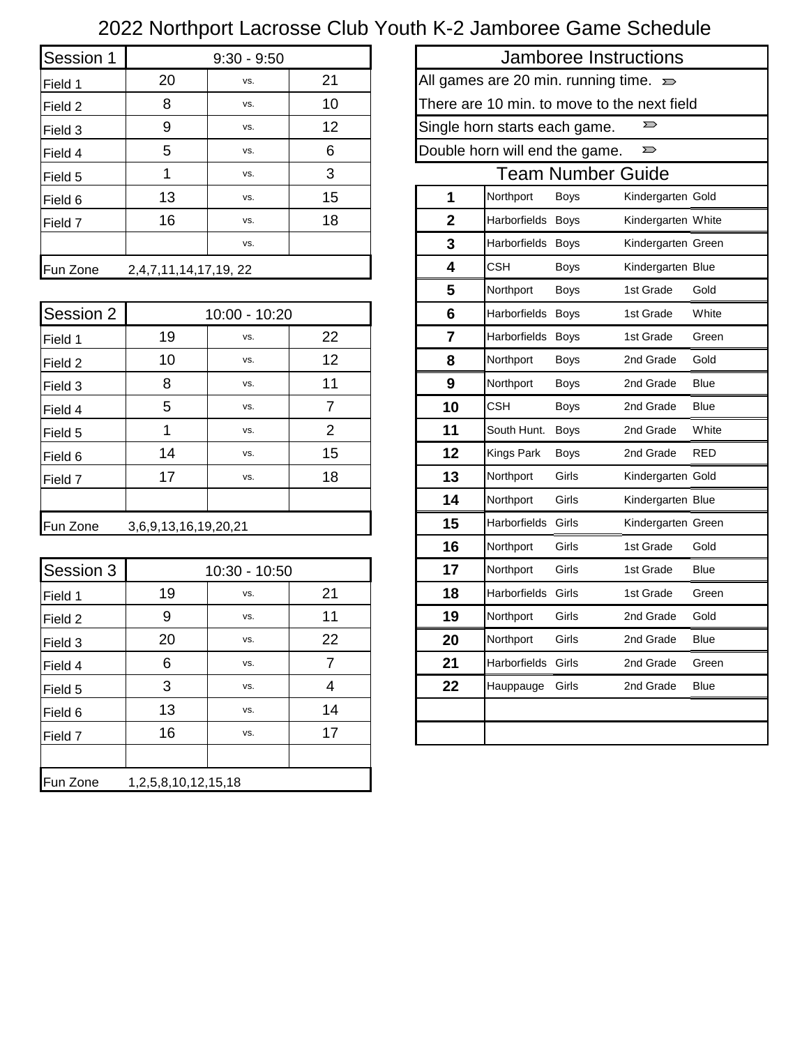# 2022 Northport Lacrosse Club Youth K-2 Jamboree Game Schedule

| Session 1 | 9:30 - 9:50 | | |
|---|---|---|---|
| Field 1 | 20 | vs. | 21 |
| Field 2 | 8 | vs. | 10 |
| Field 3 | 9 | vs. | 12 |
| Field 4 | 5 | vs. | 6 |
| Field 5 | 1 | vs. | 3 |
| Field 6 | 13 | vs. | 15 |
| Field 7 | 16 | vs. | 18 |
| | | vs. | |
| Fun Zone | 2,4,7,11,14,17,19, 22 | | |

| Session 2 | 10:00 - 10:20 | | |
|---|---|---|---|
| Field 1 | 19 | vs. | 22 |
| Field 2 | 10 | vs. | 12 |
| Field 3 | 8 | vs. | 11 |
| Field 4 | 5 | vs. | 7 |
| Field 5 | 1 | vs. | 2 |
| Field 6 | 14 | vs. | 15 |
| Field 7 | 17 | vs. | 18 |
| | | | |
| Fun Zone | 3,6,9,13,16,19,20,21 | | |

| Session 3 | 10:30 - 10:50 | | |
|---|---|---|---|
| Field 1 | 19 | vs. | 21 |
| Field 2 | 9 | vs. | 11 |
| Field 3 | 20 | vs. | 22 |
| Field 4 | 6 | vs. | 7 |
| Field 5 | 3 | vs. | 4 |
| Field 6 | 13 | vs. | 14 |
| Field 7 | 16 | vs. | 17 |
| | | | |
| Fun Zone | 1,2,5,8,10,12,15,18 | | |

## Jamboree Instructions

- All games are 20 min. running time.
- There are 10 min. to move to the next field
- Single horn starts each game.
- Double horn will end the game.

## Team Number Guide

| # | Club | Gender | Grade | Color |
|---|---|---|---|---|
| 1 | Northport | Boys | Kindergarten | Gold |
| 2 | Harborfields | Boys | Kindergarten | White |
| 3 | Harborfields | Boys | Kindergarten | Green |
| 4 | CSH | Boys | Kindergarten | Blue |
| 5 | Northport | Boys | 1st Grade | Gold |
| 6 | Harborfields | Boys | 1st Grade | White |
| 7 | Harborfields | Boys | 1st Grade | Green |
| 8 | Northport | Boys | 2nd Grade | Gold |
| 9 | Northport | Boys | 2nd Grade | Blue |
| 10 | CSH | Boys | 2nd Grade | Blue |
| 11 | South Hunt. | Boys | 2nd Grade | White |
| 12 | Kings Park | Boys | 2nd Grade | RED |
| 13 | Northport | Girls | Kindergarten | Gold |
| 14 | Northport | Girls | Kindergarten | Blue |
| 15 | Harborfields | Girls | Kindergarten | Green |
| 16 | Northport | Girls | 1st Grade | Gold |
| 17 | Northport | Girls | 1st Grade | Blue |
| 18 | Harborfields | Girls | 1st Grade | Green |
| 19 | Northport | Girls | 2nd Grade | Gold |
| 20 | Northport | Girls | 2nd Grade | Blue |
| 21 | Harborfields | Girls | 2nd Grade | Green |
| 22 | Hauppauge | Girls | 2nd Grade | Blue |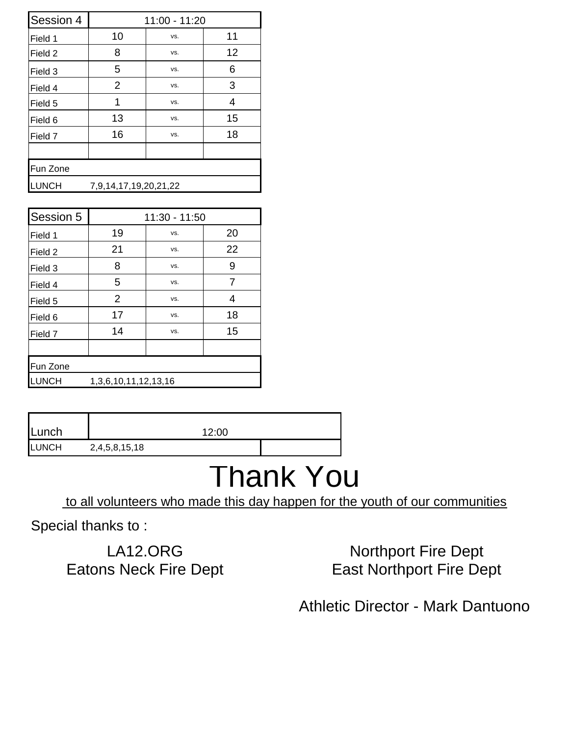| Session 4 | 11:00 - 11:20 | | |
|---|---|---|---|
| Field 1 | 10 | vs. | 11 |
| Field 2 | 8 | vs. | 12 |
| Field 3 | 5 | vs. | 6 |
| Field 4 | 2 | vs. | 3 |
| Field 5 | 1 | vs. | 4 |
| Field 6 | 13 | vs. | 15 |
| Field 7 | 16 | vs. | 18 |
| | | | |
| Fun Zone | | | |
| LUNCH | 7,9,14,17,19,20,21,22 | | |

| Session 5 | 11:30 - 11:50 | | |
|---|---|---|---|
| Field 1 | 19 | vs. | 20 |
| Field 2 | 21 | vs. | 22 |
| Field 3 | 8 | vs. | 9 |
| Field 4 | 5 | vs. | 7 |
| Field 5 | 2 | vs. | 4 |
| Field 6 | 17 | vs. | 18 |
| Field 7 | 14 | vs. | 15 |
| | | | |
| Fun Zone | | | |
| LUNCH | 1,3,6,10,11,12,13,16 | | |

| Lunch | 12:00 | |
|---|---|---|
| LUNCH | 2,4,5,8,15,18 | |

# Thank You

to all volunteers who made this day happen for the youth of our communities

Special thanks to :

LA12.ORG
Eatons Neck Fire Dept

Northport Fire Dept
East Northport Fire Dept

Athletic Director - Mark Dantuono